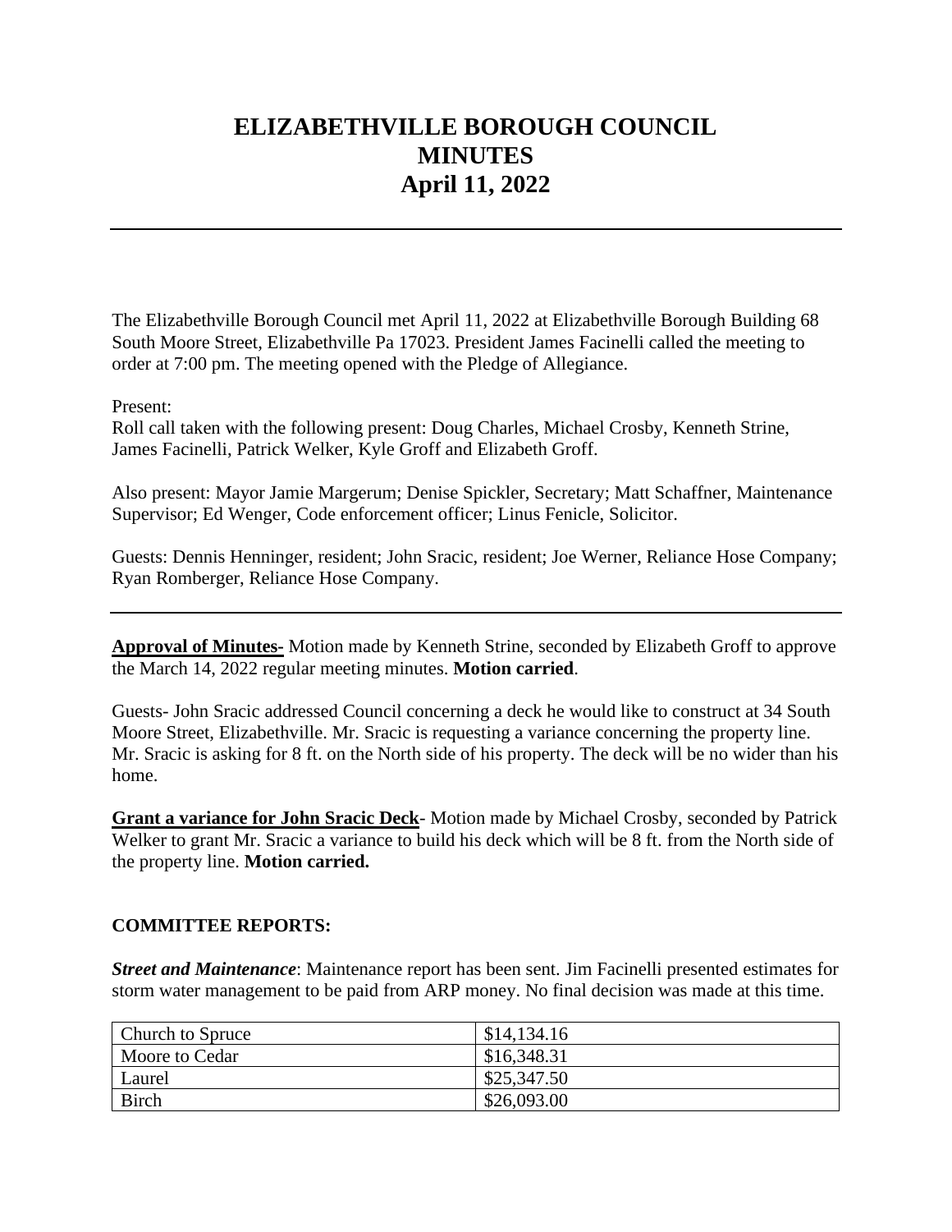# ELIZABETHVILLE BOROUGH COUNCIL
# MINUTES
# April 11, 2022

---

The Elizabethville Borough Council met April 11, 2022 at Elizabethville Borough Building 68 South Moore Street, Elizabethville Pa 17023. President James Facinelli called the meeting to order at 7:00 pm. The meeting opened with the Pledge of Allegiance.

Present:
Roll call taken with the following present: Doug Charles, Michael Crosby, Kenneth Strine, James Facinelli, Patrick Welker, Kyle Groff and Elizabeth Groff.

Also present: Mayor Jamie Margerum; Denise Spickler, Secretary; Matt Schaffner, Maintenance Supervisor; Ed Wenger, Code enforcement officer; Linus Fenicle, Solicitor.

Guests: Dennis Henninger, resident; John Sracic, resident; Joe Werner, Reliance Hose Company; Ryan Romberger, Reliance Hose Company.

---

**Approval of Minutes-** Motion made by Kenneth Strine, seconded by Elizabeth Groff to approve the March 14, 2022 regular meeting minutes. **Motion carried**.

Guests- John Sracic addressed Council concerning a deck he would like to construct at 34 South Moore Street, Elizabethville. Mr. Sracic is requesting a variance concerning the property line. Mr. Sracic is asking for 8 ft. on the North side of his property. The deck will be no wider than his home.

**Grant a variance for John Sracic Deck**- Motion made by Michael Crosby, seconded by Patrick Welker to grant Mr. Sracic a variance to build his deck which will be 8 ft. from the North side of the property line. **Motion carried.**

**COMMITTEE REPORTS:**

***Street and Maintenance***: Maintenance report has been sent. Jim Facinelli presented estimates for storm water management to be paid from ARP money. No final decision was made at this time.

| Church to Spruce | $14,134.16 |
|---|---|
| Moore to Cedar | $16,348.31 |
| Laurel | $25,347.50 |
| Birch | $26,093.00 |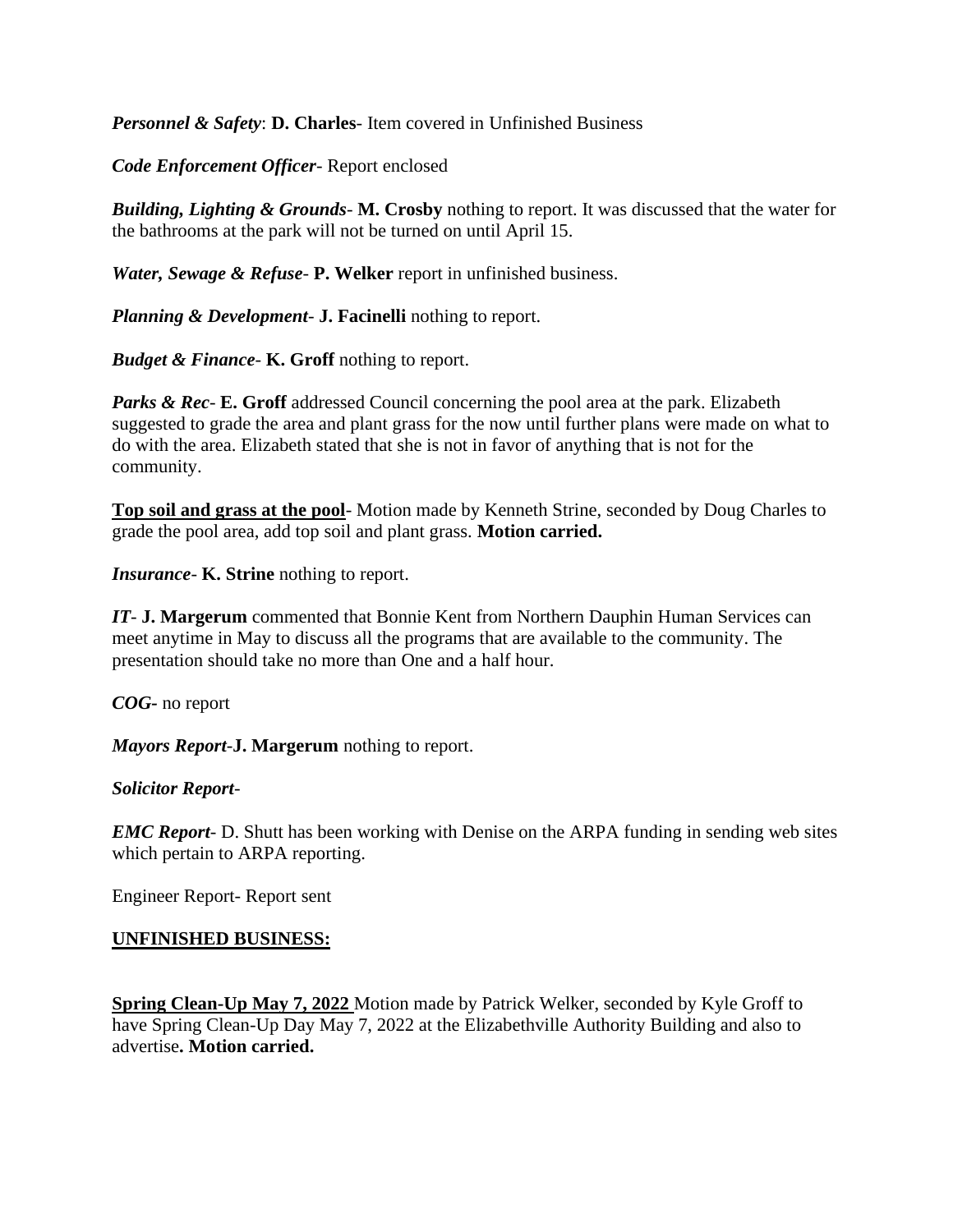***Personnel & Safety***: **D. Charles**- Item covered in Unfinished Business

***Code Enforcement Officer***- Report enclosed

***Building, Lighting & Grounds***- **M. Crosby** nothing to report. It was discussed that the water for the bathrooms at the park will not be turned on until April 15.

***Water, Sewage & Refuse***- **P. Welker** report in unfinished business.

***Planning & Development***- **J. Facinelli** nothing to report.

***Budget & Finance***- **K. Groff** nothing to report.

***Parks & Rec***- **E. Groff** addressed Council concerning the pool area at the park. Elizabeth suggested to grade the area and plant grass for the now until further plans were made on what to do with the area. Elizabeth stated that she is not in favor of anything that is not for the community.

**Top soil and grass at the pool**- Motion made by Kenneth Strine, seconded by Doug Charles to grade the pool area, add top soil and plant grass. **Motion carried.**

***Insurance***- **K. Strine** nothing to report.

***IT***- **J. Margerum** commented that Bonnie Kent from Northern Dauphin Human Services can meet anytime in May to discuss all the programs that are available to the community. The presentation should take no more than One and a half hour.

***COG***- no report

***Mayors Report***-**J. Margerum** nothing to report.

***Solicitor Report***-

***EMC Report***- D. Shutt has been working with Denise on the ARPA funding in sending web sites which pertain to ARPA reporting.

Engineer Report- Report sent

## UNFINISHED BUSINESS:

**Spring Clean-Up May 7, 2022** Motion made by Patrick Welker, seconded by Kyle Groff to have Spring Clean-Up Day May 7, 2022 at the Elizabethville Authority Building and also to advertise**. Motion carried.**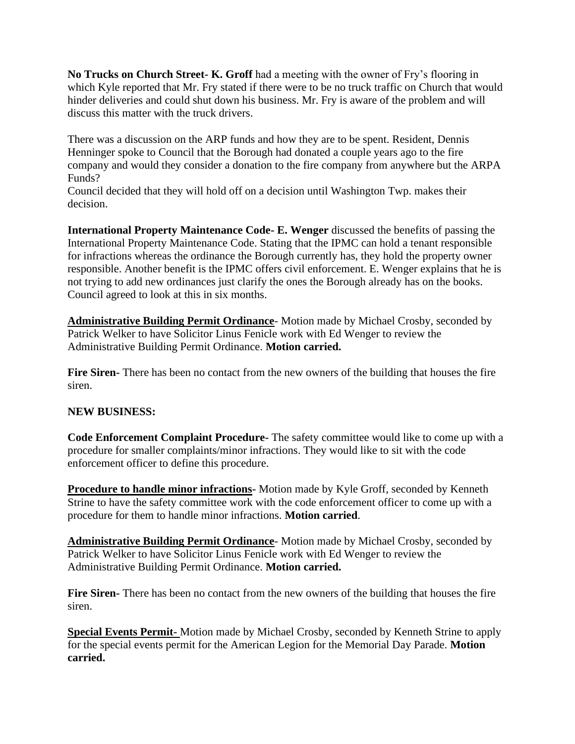**No Trucks on Church Street- K. Groff** had a meeting with the owner of Fry's flooring in which Kyle reported that Mr. Fry stated if there were to be no truck traffic on Church that would hinder deliveries and could shut down his business. Mr. Fry is aware of the problem and will discuss this matter with the truck drivers.

There was a discussion on the ARP funds and how they are to be spent. Resident, Dennis Henninger spoke to Council that the Borough had donated a couple years ago to the fire company and would they consider a donation to the fire company from anywhere but the ARPA Funds?
Council decided that they will hold off on a decision until Washington Twp. makes their decision.

**International Property Maintenance Code- E. Wenger** discussed the benefits of passing the International Property Maintenance Code. Stating that the IPMC can hold a tenant responsible for infractions whereas the ordinance the Borough currently has, they hold the property owner responsible. Another benefit is the IPMC offers civil enforcement. E. Wenger explains that he is not trying to add new ordinances just clarify the ones the Borough already has on the books. Council agreed to look at this in six months.

**Administrative Building Permit Ordinance**- Motion made by Michael Crosby, seconded by Patrick Welker to have Solicitor Linus Fenicle work with Ed Wenger to review the Administrative Building Permit Ordinance. **Motion carried.**

**Fire Siren-** There has been no contact from the new owners of the building that houses the fire siren.

**NEW BUSINESS:**

**Code Enforcement Complaint Procedure-** The safety committee would like to come up with a procedure for smaller complaints/minor infractions. They would like to sit with the code enforcement officer to define this procedure.

**Procedure to handle minor infractions-** Motion made by Kyle Groff, seconded by Kenneth Strine to have the safety committee work with the code enforcement officer to come up with a procedure for them to handle minor infractions. **Motion carried**.

**Administrative Building Permit Ordinance**- Motion made by Michael Crosby, seconded by Patrick Welker to have Solicitor Linus Fenicle work with Ed Wenger to review the Administrative Building Permit Ordinance. **Motion carried.**

**Fire Siren-** There has been no contact from the new owners of the building that houses the fire siren.

**Special Events Permit-** Motion made by Michael Crosby, seconded by Kenneth Strine to apply for the special events permit for the American Legion for the Memorial Day Parade. **Motion carried.**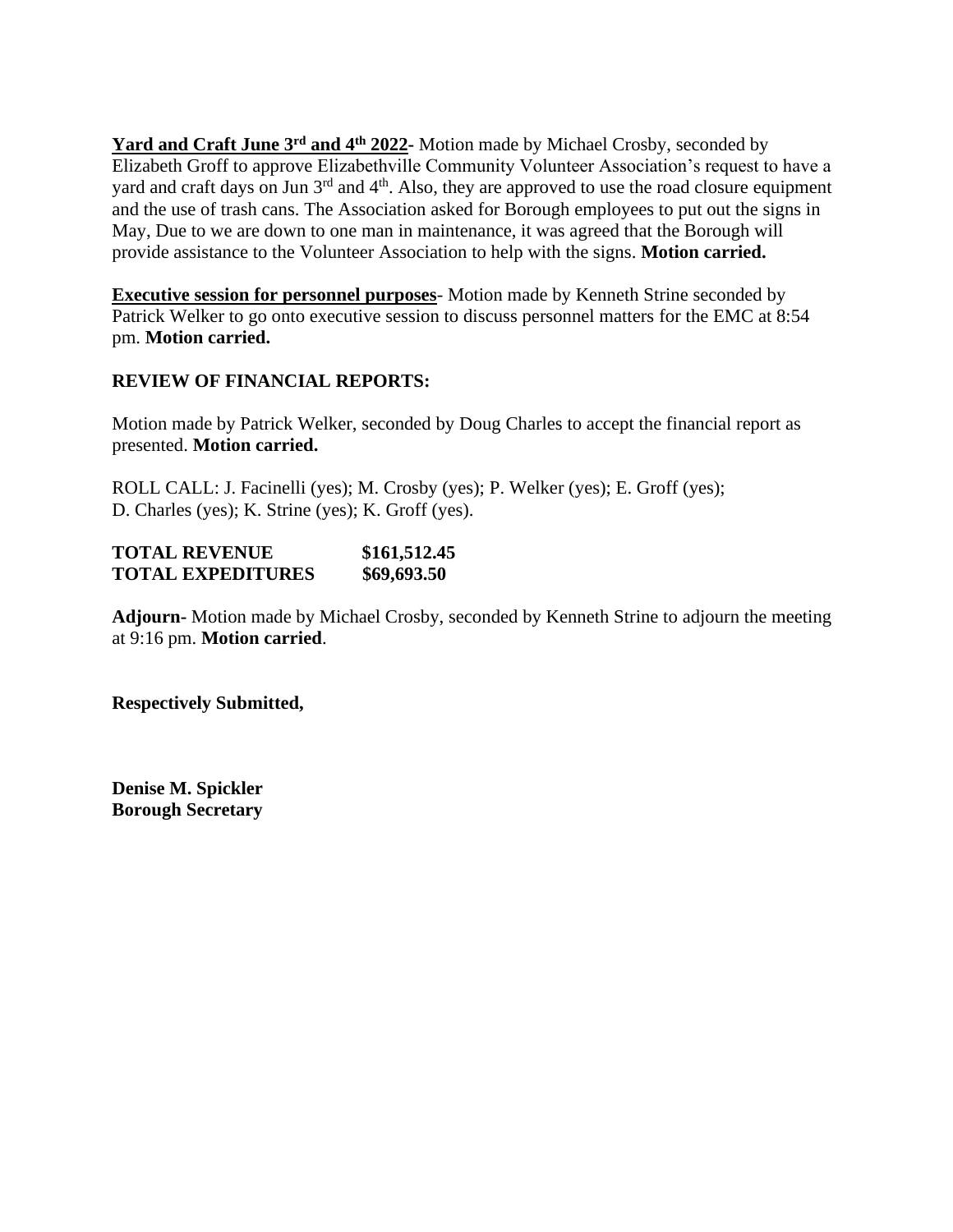**<u>Yard and Craft June 3rd and 4th 2022</u>**- Motion made by Michael Crosby, seconded by Elizabeth Groff to approve Elizabethville Community Volunteer Association's request to have a yard and craft days on Jun 3rd and 4th. Also, they are approved to use the road closure equipment and the use of trash cans. The Association asked for Borough employees to put out the signs in May, Due to we are down to one man in maintenance, it was agreed that the Borough will provide assistance to the Volunteer Association to help with the signs. **Motion carried.**

**<u>Executive session for personnel purposes</u>**- Motion made by Kenneth Strine seconded by Patrick Welker to go onto executive session to discuss personnel matters for the EMC at 8:54 pm. **Motion carried.**

**REVIEW OF FINANCIAL REPORTS:**

Motion made by Patrick Welker, seconded by Doug Charles to accept the financial report as presented. **Motion carried.**

ROLL CALL: J. Facinelli (yes); M. Crosby (yes); P. Welker (yes); E. Groff (yes); D. Charles (yes); K. Strine (yes); K. Groff (yes).

| | |
|---|---|
| **TOTAL REVENUE** | **$161,512.45** |
| **TOTAL EXPEDITURES** | **$69,693.50** |

**Adjourn**- Motion made by Michael Crosby, seconded by Kenneth Strine to adjourn the meeting at 9:16 pm. **Motion carried**.

**Respectively Submitted,**

**Denise M. Spickler**
**Borough Secretary**